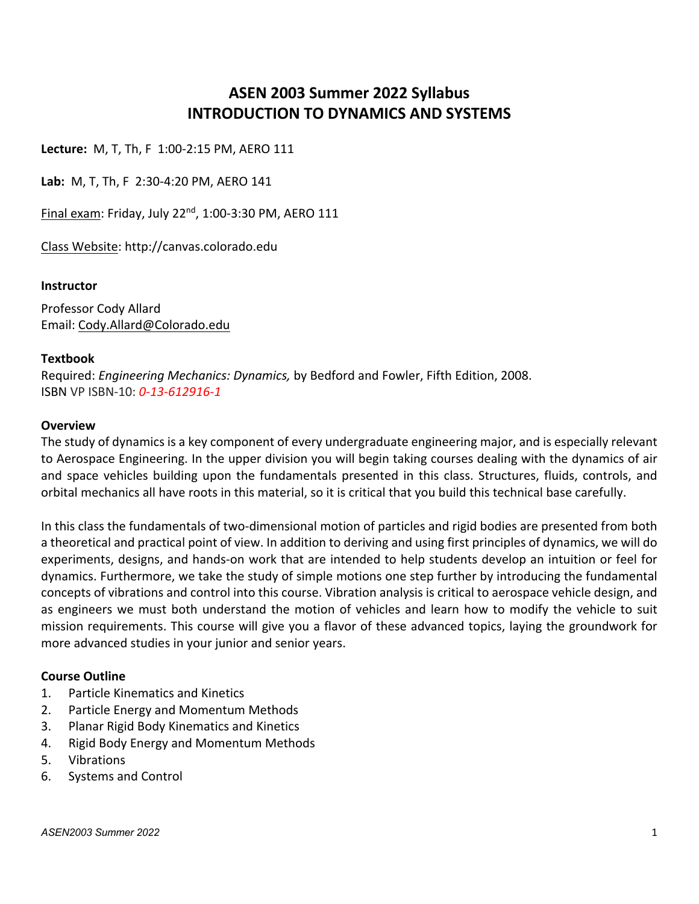# ASEN 2003 Summer 2022 Syllabus
# INTRODUCTION TO DYNAMICS AND SYSTEMS

**Lecture:** M, T, Th, F 1:00-2:15 PM, AERO 111

**Lab:** M, T, Th, F 2:30-4:20 PM, AERO 141

Final exam: Friday, July 22nd, 1:00-3:30 PM, AERO 111

Class Website: http://canvas.colorado.edu

**Instructor**

Professor Cody Allard
Email: Cody.Allard@Colorado.edu

**Textbook**

Required: *Engineering Mechanics: Dynamics,* by Bedford and Fowler, Fifth Edition, 2008.
ISBN VP ISBN-10: *0-13-612916-1*

**Overview**

The study of dynamics is a key component of every undergraduate engineering major, and is especially relevant to Aerospace Engineering. In the upper division you will begin taking courses dealing with the dynamics of air and space vehicles building upon the fundamentals presented in this class. Structures, fluids, controls, and orbital mechanics all have roots in this material, so it is critical that you build this technical base carefully.

In this class the fundamentals of two-dimensional motion of particles and rigid bodies are presented from both a theoretical and practical point of view. In addition to deriving and using first principles of dynamics, we will do experiments, designs, and hands-on work that are intended to help students develop an intuition or feel for dynamics. Furthermore, we take the study of simple motions one step further by introducing the fundamental concepts of vibrations and control into this course. Vibration analysis is critical to aerospace vehicle design, and as engineers we must both understand the motion of vehicles and learn how to modify the vehicle to suit mission requirements. This course will give you a flavor of these advanced topics, laying the groundwork for more advanced studies in your junior and senior years.

**Course Outline**

1. Particle Kinematics and Kinetics
2. Particle Energy and Momentum Methods
3. Planar Rigid Body Kinematics and Kinetics
4. Rigid Body Energy and Momentum Methods
5. Vibrations
6. Systems and Control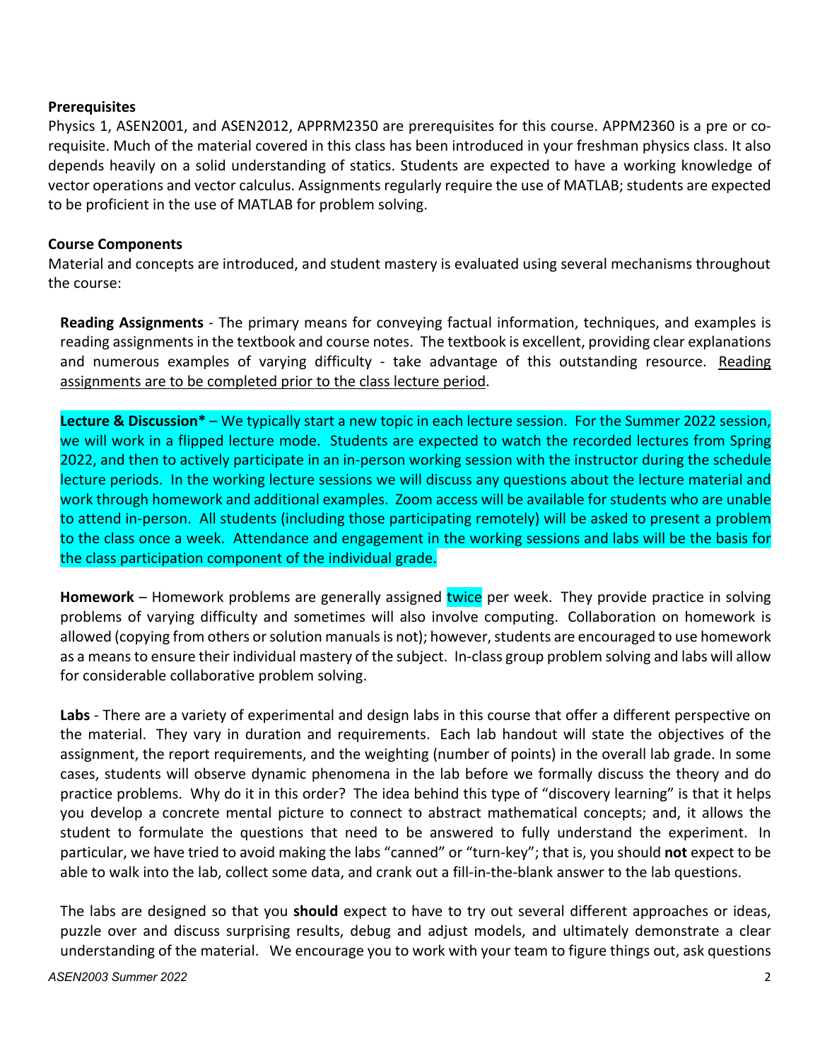**Prerequisites**

Physics 1, ASEN2001, and ASEN2012, APPRM2350 are prerequisites for this course. APPM2360 is a pre or co-requisite. Much of the material covered in this class has been introduced in your freshman physics class. It also depends heavily on a solid understanding of statics. Students are expected to have a working knowledge of vector operations and vector calculus. Assignments regularly require the use of MATLAB; students are expected to be proficient in the use of MATLAB for problem solving.

**Course Components**

Material and concepts are introduced, and student mastery is evaluated using several mechanisms throughout the course:

**Reading Assignments** - The primary means for conveying factual information, techniques, and examples is reading assignments in the textbook and course notes. The textbook is excellent, providing clear explanations and numerous examples of varying difficulty - take advantage of this outstanding resource. Reading assignments are to be completed prior to the class lecture period.

**Lecture & Discussion*** – We typically start a new topic in each lecture session. For the Summer 2022 session, we will work in a flipped lecture mode. Students are expected to watch the recorded lectures from Spring 2022, and then to actively participate in an in-person working session with the instructor during the schedule lecture periods. In the working lecture sessions we will discuss any questions about the lecture material and work through homework and additional examples. Zoom access will be available for students who are unable to attend in-person. All students (including those participating remotely) will be asked to present a problem to the class once a week. Attendance and engagement in the working sessions and labs will be the basis for the class participation component of the individual grade.

**Homework** – Homework problems are generally assigned twice per week. They provide practice in solving problems of varying difficulty and sometimes will also involve computing. Collaboration on homework is allowed (copying from others or solution manuals is not); however, students are encouraged to use homework as a means to ensure their individual mastery of the subject. In-class group problem solving and labs will allow for considerable collaborative problem solving.

**Labs** - There are a variety of experimental and design labs in this course that offer a different perspective on the material. They vary in duration and requirements. Each lab handout will state the objectives of the assignment, the report requirements, and the weighting (number of points) in the overall lab grade. In some cases, students will observe dynamic phenomena in the lab before we formally discuss the theory and do practice problems. Why do it in this order? The idea behind this type of "discovery learning" is that it helps you develop a concrete mental picture to connect to abstract mathematical concepts; and, it allows the student to formulate the questions that need to be answered to fully understand the experiment. In particular, we have tried to avoid making the labs "canned" or "turn-key"; that is, you should **not** expect to be able to walk into the lab, collect some data, and crank out a fill-in-the-blank answer to the lab questions.

The labs are designed so that you **should** expect to have to try out several different approaches or ideas, puzzle over and discuss surprising results, debug and adjust models, and ultimately demonstrate a clear understanding of the material. We encourage you to work with your team to figure things out, ask questions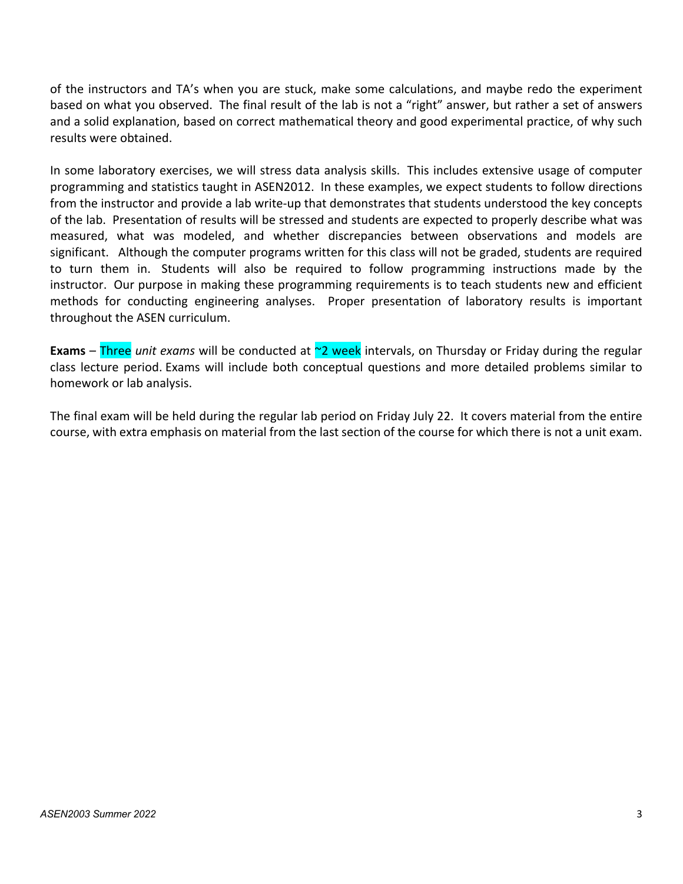of the instructors and TA's when you are stuck, make some calculations, and maybe redo the experiment based on what you observed. The final result of the lab is not a "right" answer, but rather a set of answers and a solid explanation, based on correct mathematical theory and good experimental practice, of why such results were obtained.

In some laboratory exercises, we will stress data analysis skills. This includes extensive usage of computer programming and statistics taught in ASEN2012. In these examples, we expect students to follow directions from the instructor and provide a lab write-up that demonstrates that students understood the key concepts of the lab. Presentation of results will be stressed and students are expected to properly describe what was measured, what was modeled, and whether discrepancies between observations and models are significant. Although the computer programs written for this class will not be graded, students are required to turn them in. Students will also be required to follow programming instructions made by the instructor. Our purpose in making these programming requirements is to teach students new and efficient methods for conducting engineering analyses. Proper presentation of laboratory results is important throughout the ASEN curriculum.

**Exams** – Three *unit exams* will be conducted at ~2 week intervals, on Thursday or Friday during the regular class lecture period. Exams will include both conceptual questions and more detailed problems similar to homework or lab analysis.

The final exam will be held during the regular lab period on Friday July 22. It covers material from the entire course, with extra emphasis on material from the last section of the course for which there is not a unit exam.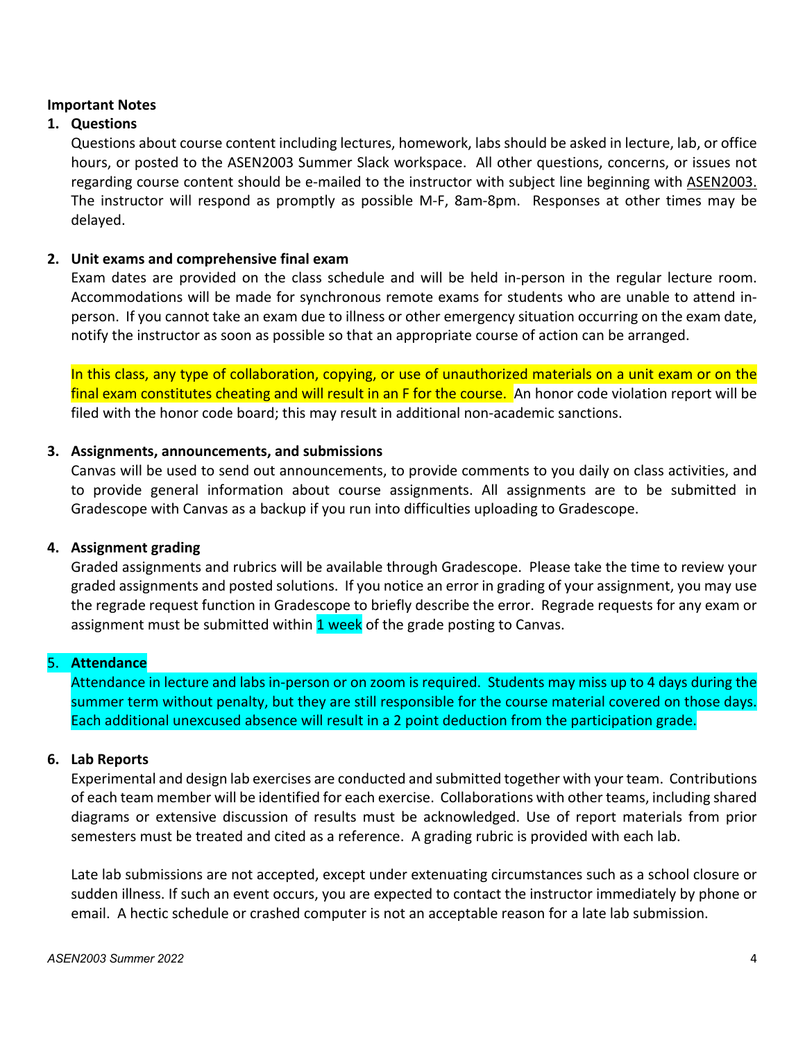**Important Notes**

1. **Questions**

   Questions about course content including lectures, homework, labs should be asked in lecture, lab, or office hours, or posted to the ASEN2003 Summer Slack workspace. All other questions, concerns, or issues not regarding course content should be e-mailed to the instructor with subject line beginning with ASEN2003. The instructor will respond as promptly as possible M-F, 8am-8pm. Responses at other times may be delayed.

2. **Unit exams and comprehensive final exam**

   Exam dates are provided on the class schedule and will be held in-person in the regular lecture room. Accommodations will be made for synchronous remote exams for students who are unable to attend in-person. If you cannot take an exam due to illness or other emergency situation occurring on the exam date, notify the instructor as soon as possible so that an appropriate course of action can be arranged.

   In this class, any type of collaboration, copying, or use of unauthorized materials on a unit exam or on the final exam constitutes cheating and will result in an F for the course. An honor code violation report will be filed with the honor code board; this may result in additional non-academic sanctions.

3. **Assignments, announcements, and submissions**

   Canvas will be used to send out announcements, to provide comments to you daily on class activities, and to provide general information about course assignments. All assignments are to be submitted in Gradescope with Canvas as a backup if you run into difficulties uploading to Gradescope.

4. **Assignment grading**

   Graded assignments and rubrics will be available through Gradescope. Please take the time to review your graded assignments and posted solutions. If you notice an error in grading of your assignment, you may use the regrade request function in Gradescope to briefly describe the error. Regrade requests for any exam or assignment must be submitted within 1 week of the grade posting to Canvas.

5. **Attendance**

   Attendance in lecture and labs in-person or on zoom is required. Students may miss up to 4 days during the summer term without penalty, but they are still responsible for the course material covered on those days. Each additional unexcused absence will result in a 2 point deduction from the participation grade.

6. **Lab Reports**

   Experimental and design lab exercises are conducted and submitted together with your team. Contributions of each team member will be identified for each exercise. Collaborations with other teams, including shared diagrams or extensive discussion of results must be acknowledged. Use of report materials from prior semesters must be treated and cited as a reference. A grading rubric is provided with each lab.

   Late lab submissions are not accepted, except under extenuating circumstances such as a school closure or sudden illness. If such an event occurs, you are expected to contact the instructor immediately by phone or email. A hectic schedule or crashed computer is not an acceptable reason for a late lab submission.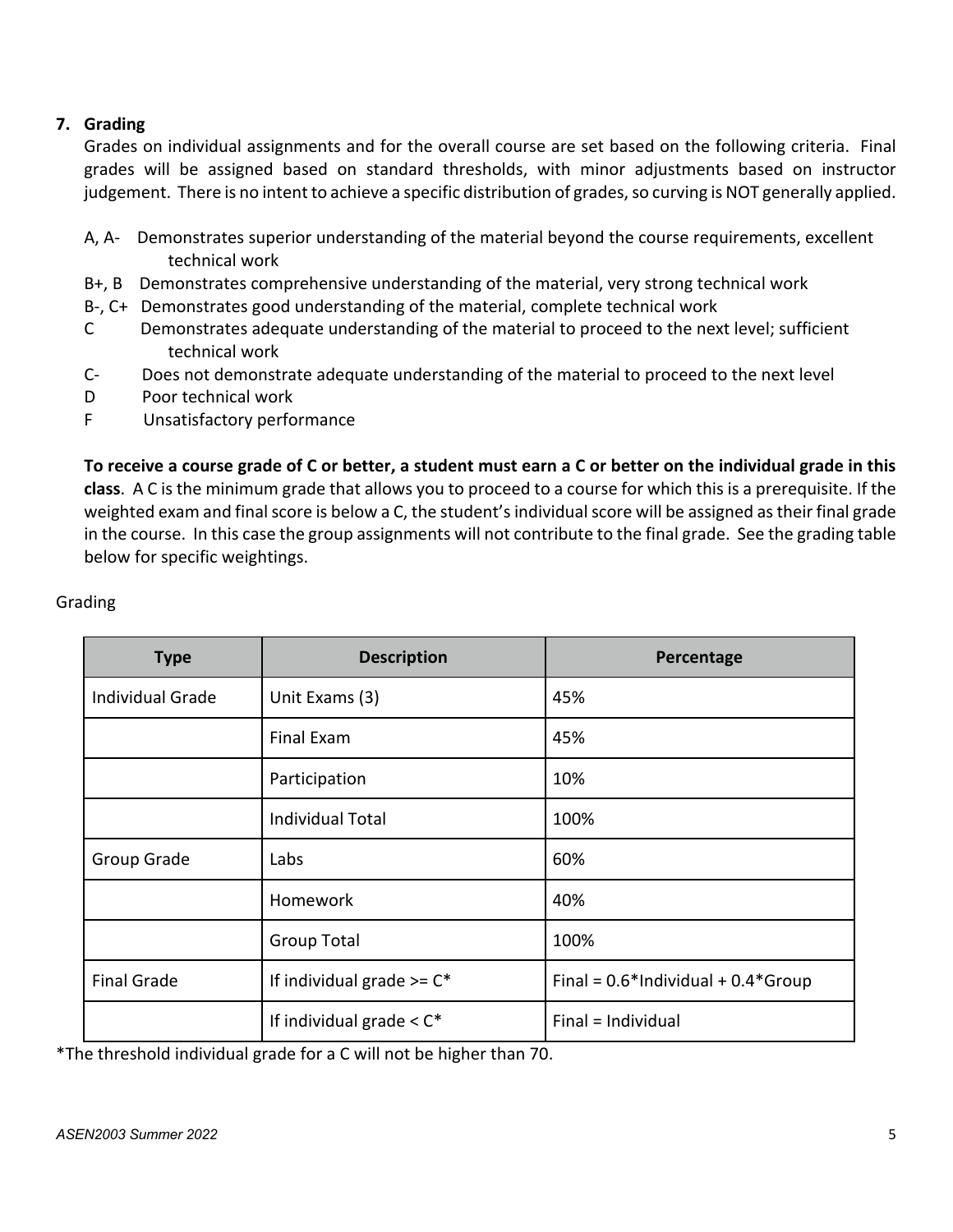## 7. Grading

Grades on individual assignments and for the overall course are set based on the following criteria. Final grades will be assigned based on standard thresholds, with minor adjustments based on instructor judgement. There is no intent to achieve a specific distribution of grades, so curving is NOT generally applied.

- A, A- Demonstrates superior understanding of the material beyond the course requirements, excellent technical work
- B+, B Demonstrates comprehensive understanding of the material, very strong technical work
- B-, C+ Demonstrates good understanding of the material, complete technical work
- C Demonstrates adequate understanding of the material to proceed to the next level; sufficient technical work
- C- Does not demonstrate adequate understanding of the material to proceed to the next level
- D Poor technical work
- F Unsatisfactory performance

**To receive a course grade of C or better, a student must earn a C or better on the individual grade in this class**. A C is the minimum grade that allows you to proceed to a course for which this is a prerequisite. If the weighted exam and final score is below a C, the student's individual score will be assigned as their final grade in the course. In this case the group assignments will not contribute to the final grade. See the grading table below for specific weightings.

Grading

| Type | Description | Percentage |
|---|---|---|
| Individual Grade | Unit Exams (3) | 45% |
| | Final Exam | 45% |
| | Participation | 10% |
| | Individual Total | 100% |
| Group Grade | Labs | 60% |
| | Homework | 40% |
| | Group Total | 100% |
| Final Grade | If individual grade >= C* | Final = 0.6*Individual + 0.4*Group |
| | If individual grade < C* | Final = Individual |

*The threshold individual grade for a C will not be higher than 70.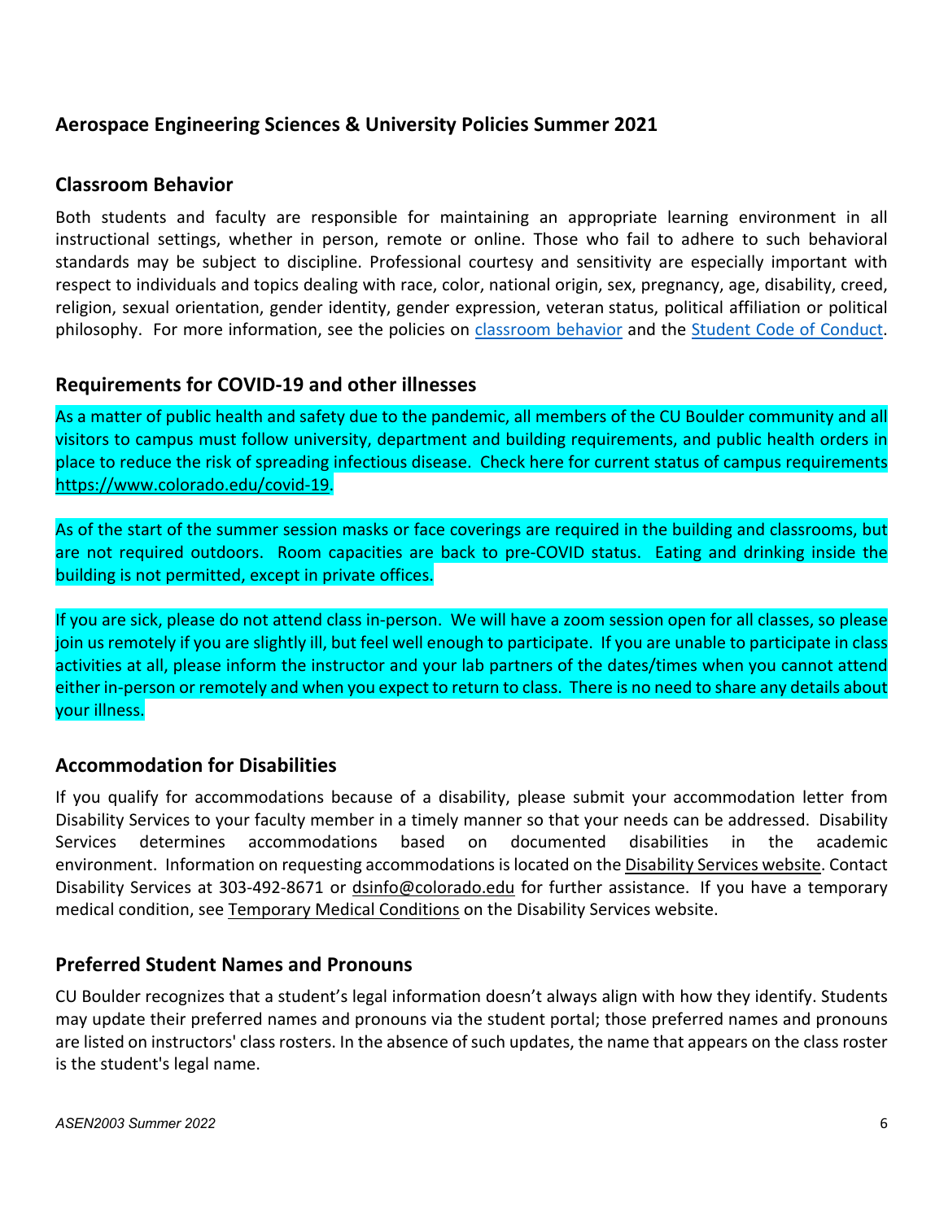## Aerospace Engineering Sciences & University Policies Summer 2021

### Classroom Behavior

Both students and faculty are responsible for maintaining an appropriate learning environment in all instructional settings, whether in person, remote or online. Those who fail to adhere to such behavioral standards may be subject to discipline. Professional courtesy and sensitivity are especially important with respect to individuals and topics dealing with race, color, national origin, sex, pregnancy, age, disability, creed, religion, sexual orientation, gender identity, gender expression, veteran status, political affiliation or political philosophy. For more information, see the policies on classroom behavior and the Student Code of Conduct.

### Requirements for COVID-19 and other illnesses

As a matter of public health and safety due to the pandemic, all members of the CU Boulder community and all visitors to campus must follow university, department and building requirements, and public health orders in place to reduce the risk of spreading infectious disease. Check here for current status of campus requirements https://www.colorado.edu/covid-19.

As of the start of the summer session masks or face coverings are required in the building and classrooms, but are not required outdoors. Room capacities are back to pre-COVID status. Eating and drinking inside the building is not permitted, except in private offices.

If you are sick, please do not attend class in-person. We will have a zoom session open for all classes, so please join us remotely if you are slightly ill, but feel well enough to participate. If you are unable to participate in class activities at all, please inform the instructor and your lab partners of the dates/times when you cannot attend either in-person or remotely and when you expect to return to class. There is no need to share any details about your illness.

### Accommodation for Disabilities

If you qualify for accommodations because of a disability, please submit your accommodation letter from Disability Services to your faculty member in a timely manner so that your needs can be addressed. Disability Services determines accommodations based on documented disabilities in the academic environment. Information on requesting accommodations is located on the Disability Services website. Contact Disability Services at 303-492-8671 or dsinfo@colorado.edu for further assistance. If you have a temporary medical condition, see Temporary Medical Conditions on the Disability Services website.

### Preferred Student Names and Pronouns

CU Boulder recognizes that a student's legal information doesn't always align with how they identify. Students may update their preferred names and pronouns via the student portal; those preferred names and pronouns are listed on instructors' class rosters. In the absence of such updates, the name that appears on the class roster is the student's legal name.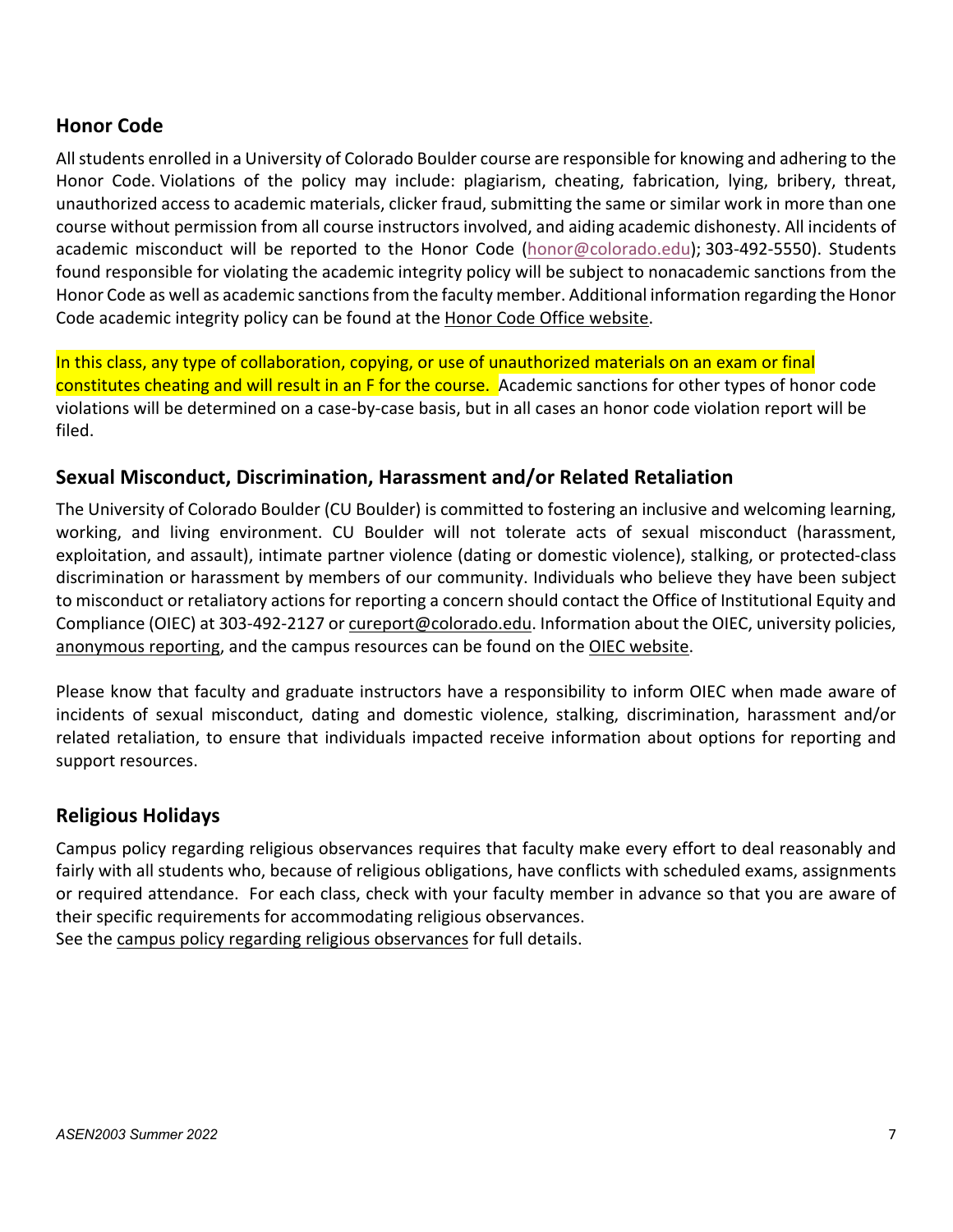## Honor Code

All students enrolled in a University of Colorado Boulder course are responsible for knowing and adhering to the Honor Code. Violations of the policy may include: plagiarism, cheating, fabrication, lying, bribery, threat, unauthorized access to academic materials, clicker fraud, submitting the same or similar work in more than one course without permission from all course instructors involved, and aiding academic dishonesty. All incidents of academic misconduct will be reported to the Honor Code (honor@colorado.edu); 303-492-5550). Students found responsible for violating the academic integrity policy will be subject to nonacademic sanctions from the Honor Code as well as academic sanctions from the faculty member. Additional information regarding the Honor Code academic integrity policy can be found at the Honor Code Office website.

In this class, any type of collaboration, copying, or use of unauthorized materials on an exam or final constitutes cheating and will result in an F for the course. Academic sanctions for other types of honor code violations will be determined on a case-by-case basis, but in all cases an honor code violation report will be filed.

## Sexual Misconduct, Discrimination, Harassment and/or Related Retaliation

The University of Colorado Boulder (CU Boulder) is committed to fostering an inclusive and welcoming learning, working, and living environment. CU Boulder will not tolerate acts of sexual misconduct (harassment, exploitation, and assault), intimate partner violence (dating or domestic violence), stalking, or protected-class discrimination or harassment by members of our community. Individuals who believe they have been subject to misconduct or retaliatory actions for reporting a concern should contact the Office of Institutional Equity and Compliance (OIEC) at 303-492-2127 or cureport@colorado.edu. Information about the OIEC, university policies, anonymous reporting, and the campus resources can be found on the OIEC website.

Please know that faculty and graduate instructors have a responsibility to inform OIEC when made aware of incidents of sexual misconduct, dating and domestic violence, stalking, discrimination, harassment and/or related retaliation, to ensure that individuals impacted receive information about options for reporting and support resources.

## Religious Holidays

Campus policy regarding religious observances requires that faculty make every effort to deal reasonably and fairly with all students who, because of religious obligations, have conflicts with scheduled exams, assignments or required attendance. For each class, check with your faculty member in advance so that you are aware of their specific requirements for accommodating religious observances.
See the campus policy regarding religious observances for full details.